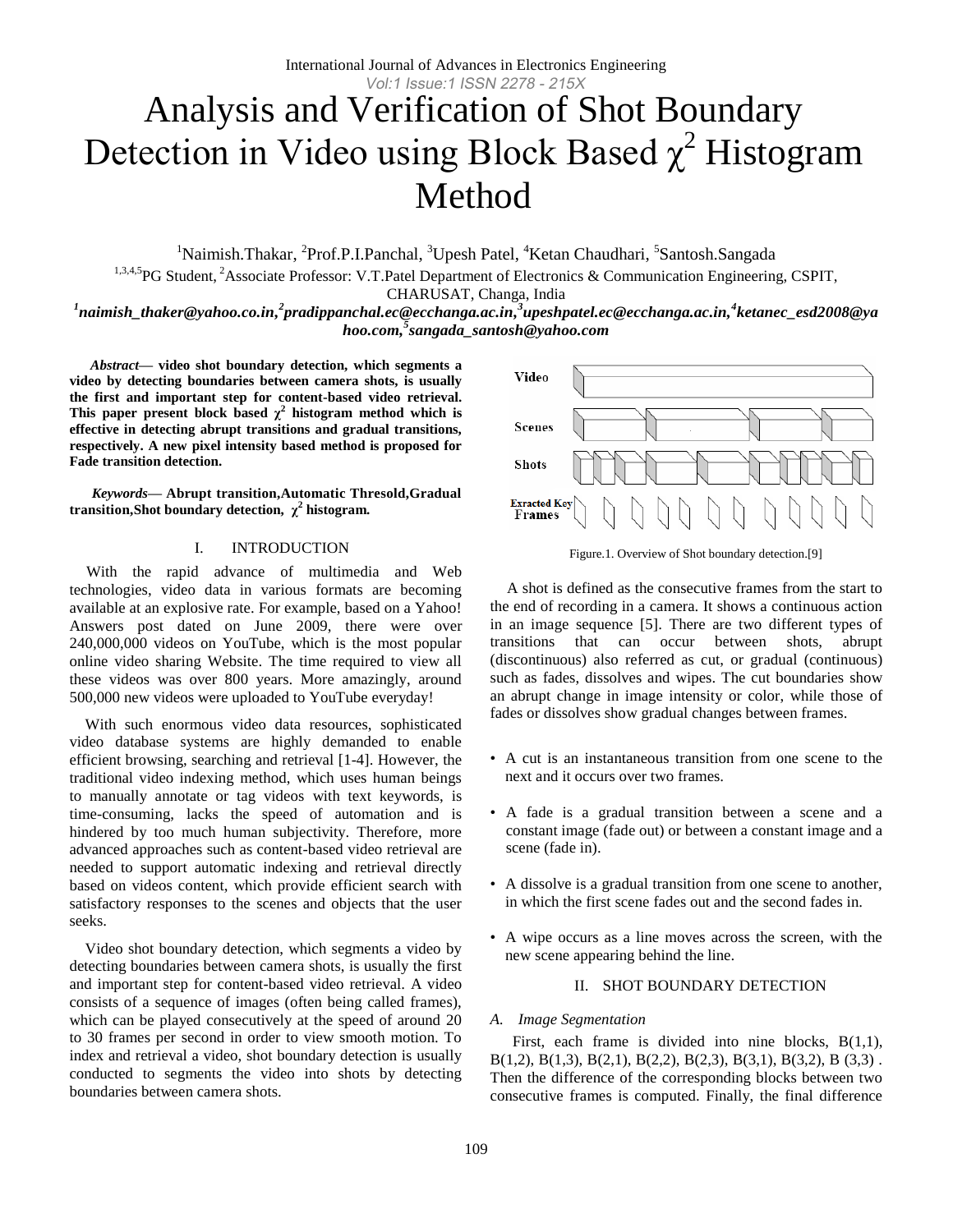# Analysis and Verification of Shot Boundary Detection in Video using Block Based $\chi^2$ Histogram Method

[1]Naimish.Thakar, [2]Prof.P.I.Panchal, [3]Upesh Patel, [4]Ketan Chaudhari, [5]Santosh.Sangada

[1,3,4,5]PG Student, [2]Associate Professor: V.T.Patel Department of Electronics & Communication Engineering, CSPIT, CHARUSAT, Changa, India

*[1]naimish_thaker@yahoo.co.in, [2]pradippanchal.ec@ecchanga.ac.in, [3]upeshpatel.ec@ecchanga.ac.in, [4]ketanec_esd2008@yahoo.com, [5]sangada_santosh@yahoo.com*

***Abstract*— video shot boundary detection, which segments a video by detecting boundaries between camera shots, is usually the first and important step for content-based video retrieval. This paper present block based $\chi^2$ histogram method which is effective in detecting abrupt transitions and gradual transitions, respectively. A new pixel intensity based method is proposed for Fade transition detection.**

***Keywords*— Abrupt transition,Automatic Thresold,Gradual transition,Shot boundary detection, $\chi^2$ histogram.**

## I. INTRODUCTION

With the rapid advance of multimedia and Web technologies, video data in various formats are becoming available at an explosive rate. For example, based on a Yahoo! Answers post dated on June 2009, there were over 240,000,000 videos on YouTube, which is the most popular online video sharing Website. The time required to view all these videos was over 800 years. More amazingly, around 500,000 new videos were uploaded to YouTube everyday!

With such enormous video data resources, sophisticated video database systems are highly demanded to enable efficient browsing, searching and retrieval [1-4]. However, the traditional video indexing method, which uses human beings to manually annotate or tag videos with text keywords, is time-consuming, lacks the speed of automation and is hindered by too much human subjectivity. Therefore, more advanced approaches such as content-based video retrieval are needed to support automatic indexing and retrieval directly based on videos content, which provide efficient search with satisfactory responses to the scenes and objects that the user seeks.

Video shot boundary detection, which segments a video by detecting boundaries between camera shots, is usually the first and important step for content-based video retrieval. A video consists of a sequence of images (often being called frames), which can be played consecutively at the speed of around 20 to 30 frames per second in order to view smooth motion. To index and retrieval a video, shot boundary detection is usually conducted to segments the video into shots by detecting boundaries between camera shots.

Figure.1. Overview of Shot boundary detection.[9]

A shot is defined as the consecutive frames from the start to the end of recording in a camera. It shows a continuous action in an image sequence [5]. There are two different types of transitions that can occur between shots, abrupt (discontinuous) also referred as cut, or gradual (continuous) such as fades, dissolves and wipes. The cut boundaries show an abrupt change in image intensity or color, while those of fades or dissolves show gradual changes between frames.

- A cut is an instantaneous transition from one scene to the next and it occurs over two frames.
- A fade is a gradual transition between a scene and a constant image (fade out) or between a constant image and a scene (fade in).
- A dissolve is a gradual transition from one scene to another, in which the first scene fades out and the second fades in.
- A wipe occurs as a line moves across the screen, with the new scene appearing behind the line.

## II. SHOT BOUNDARY DETECTION

### A. Image Segmentation

First, each frame is divided into nine blocks, B(1,1), B(1,2), B(1,3), B(2,1), B(2,2), B(2,3), B(3,1), B(3,2), B (3,3) . Then the difference of the corresponding blocks between two consecutive frames is computed. Finally, the final difference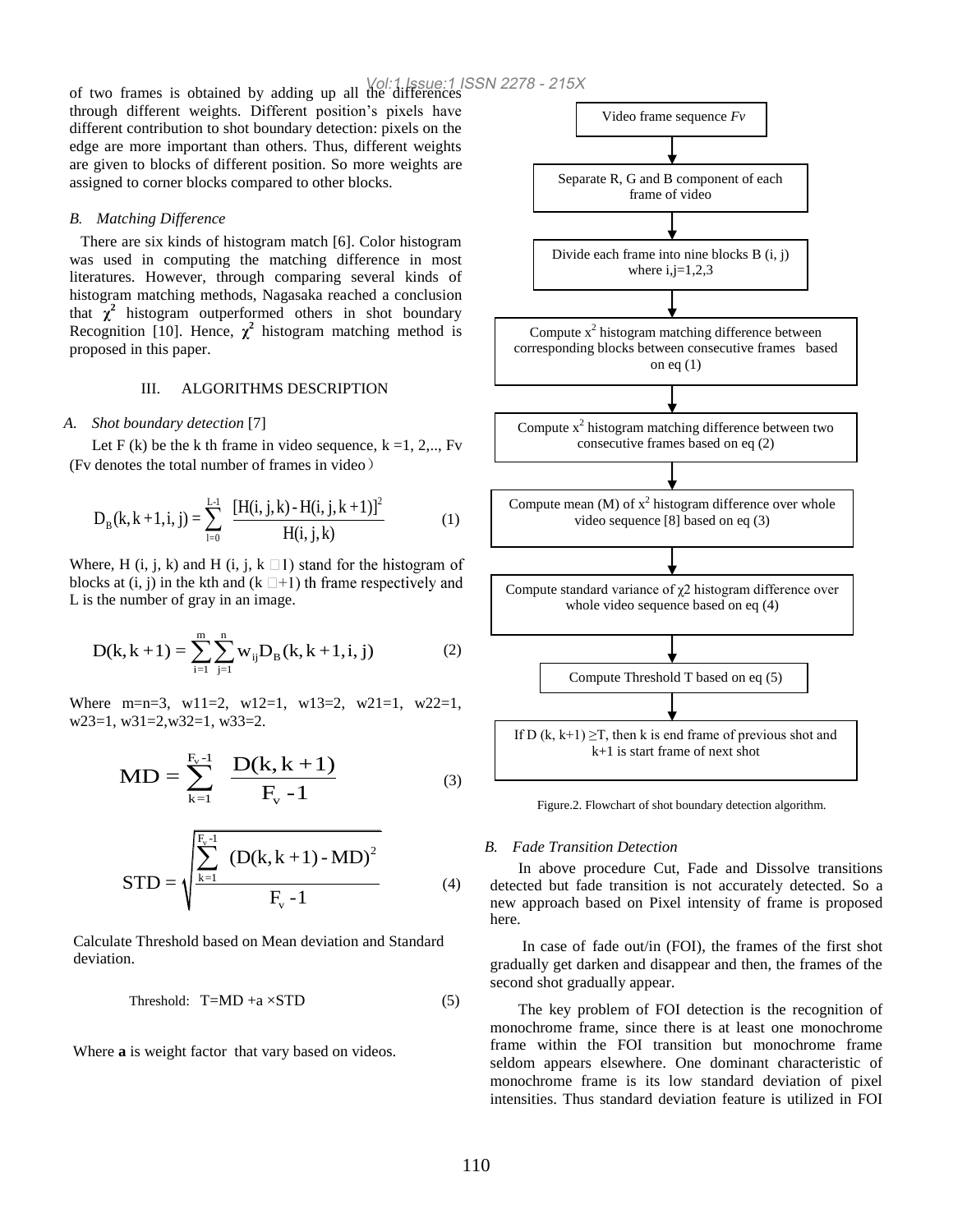of two frames is obtained by adding up all the differences through different weights. Different position's pixels have different contribution to shot boundary detection: pixels on the edge are more important than others. Thus, different weights are given to blocks of different position. So more weights are assigned to corner blocks compared to other blocks.

### *B. Matching Difference*

There are six kinds of histogram match [6]. Color histogram was used in computing the matching difference in most literatures. However, through comparing several kinds of histogram matching methods, Nagasaka reached a conclusion that $\chi^2$ histogram outperformed others in shot boundary Recognition [10]. Hence, $\chi^2$ histogram matching method is proposed in this paper.

## III. ALGORITHMS DESCRIPTION

### *A. Shot boundary detection* [7]

Let F (k) be the k th frame in video sequence, k =1, 2,.., Fv (Fv denotes the total number of frames in video）

$$D_B(k, k+1, i, j) = \sum_{l=0}^{L-1} \frac{[H(i, j, k) - H(i, j, k+1)]^2}{H(i, j, k)} \quad (1)$$

Where, H (i, j, k) and H (i, j, k +1) stand for the histogram of blocks at (i, j) in the kth and (k +1) th frame respectively and L is the number of gray in an image.

$$D(k, k+1) = \sum_{i=1}^{m} \sum_{j=1}^{n} w_{ij} D_B(k, k+1, i, j) \quad (2)$$

Where m=n=3, w11=2, w12=1, w13=2, w21=1, w22=1, w23=1, w31=2,w32=1, w33=2.

$$MD = \sum_{k=1}^{F_v - 1} \frac{D(k, k+1)}{F_v - 1} \quad (3)$$

$$STD = \sqrt{\frac{\sum_{k=1}^{F_v - 1} (D(k, k+1) - MD)^2}{F_v - 1}} \quad (4)$$

Calculate Threshold based on Mean deviation and Standard deviation.

$$\text{Threshold:} \quad T = MD + a \times STD \quad (5)$$

Where **a** is weight factor that vary based on videos.

Video frame sequence *Fv*
↓
Separate R, G and B component of each frame of video
↓
Divide each frame into nine blocks B (i, j) where i,j=1,2,3
↓
Compute $x^2$ histogram matching difference between corresponding blocks between consecutive frames based on eq (1)
↓
Compute $x^2$ histogram matching difference between two consecutive frames based on eq (2)
↓
Compute mean (M) of $x^2$ histogram difference over whole video sequence [8] based on eq (3)
↓
Compute standard variance of $\chi 2$ histogram difference over whole video sequence based on eq (4)
↓
Compute Threshold T based on eq (5)
↓
If D (k, k+1) ≥T, then k is end frame of previous shot and k+1 is start frame of next shot

Figure.2. Flowchart of shot boundary detection algorithm.

### *B. Fade Transition Detection*

In above procedure Cut, Fade and Dissolve transitions detected but fade transition is not accurately detected. So a new approach based on Pixel intensity of frame is proposed here.

In case of fade out/in (FOI), the frames of the first shot gradually get darken and disappear and then, the frames of the second shot gradually appear.

The key problem of FOI detection is the recognition of monochrome frame, since there is at least one monochrome frame within the FOI transition but monochrome frame seldom appears elsewhere. One dominant characteristic of monochrome frame is its low standard deviation of pixel intensities. Thus standard deviation feature is utilized in FOI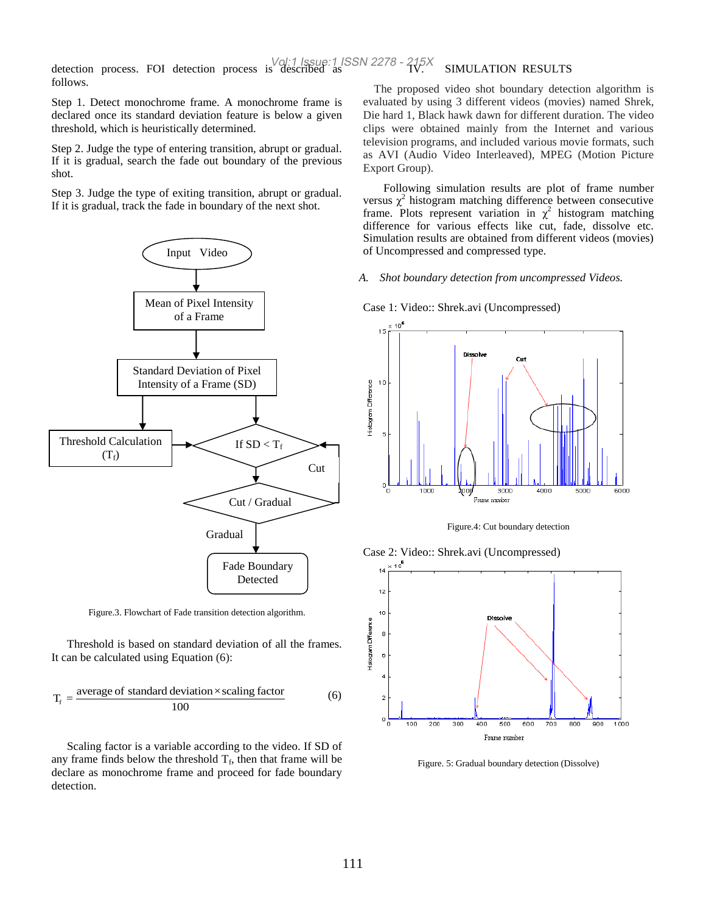detection process. FOI detection process is described as follows.

Step 1. Detect monochrome frame. A monochrome frame is declared once its standard deviation feature is below a given threshold, which is heuristically determined.

Step 2. Judge the type of entering transition, abrupt or gradual. If it is gradual, search the fade out boundary of the previous shot.

Step 3. Judge the type of exiting transition, abrupt or gradual. If it is gradual, track the fade in boundary of the next shot.

Figure.3. Flowchart of Fade transition detection algorithm.

Threshold is based on standard deviation of all the frames. It can be calculated using Equation (6):

$$T_f = \frac{\text{average of standard deviation} \times \text{scaling factor}}{100} \qquad (6)$$

Scaling factor is a variable according to the video. If SD of any frame finds below the threshold $T_f$, then that frame will be declare as monochrome frame and proceed for fade boundary detection.

## IV. SIMULATION RESULTS

The proposed video shot boundary detection algorithm is evaluated by using 3 different videos (movies) named Shrek, Die hard 1, Black hawk dawn for different duration. The video clips were obtained mainly from the Internet and various television programs, and included various movie formats, such as AVI (Audio Video Interleaved), MPEG (Motion Picture Export Group).

Following simulation results are plot of frame number versus $\chi^2$ histogram matching difference between consecutive frame. Plots represent variation in $\chi^2$ histogram matching difference for various effects like cut, fade, dissolve etc. Simulation results are obtained from different videos (movies) of Uncompressed and compressed type.

### *A. Shot boundary detection from uncompressed Videos.*

Case 1: Video:: Shrek.avi (Uncompressed)

Figure.4: Cut boundary detection

Case 2: Video:: Shrek.avi (Uncompressed)

Figure. 5: Gradual boundary detection (Dissolve)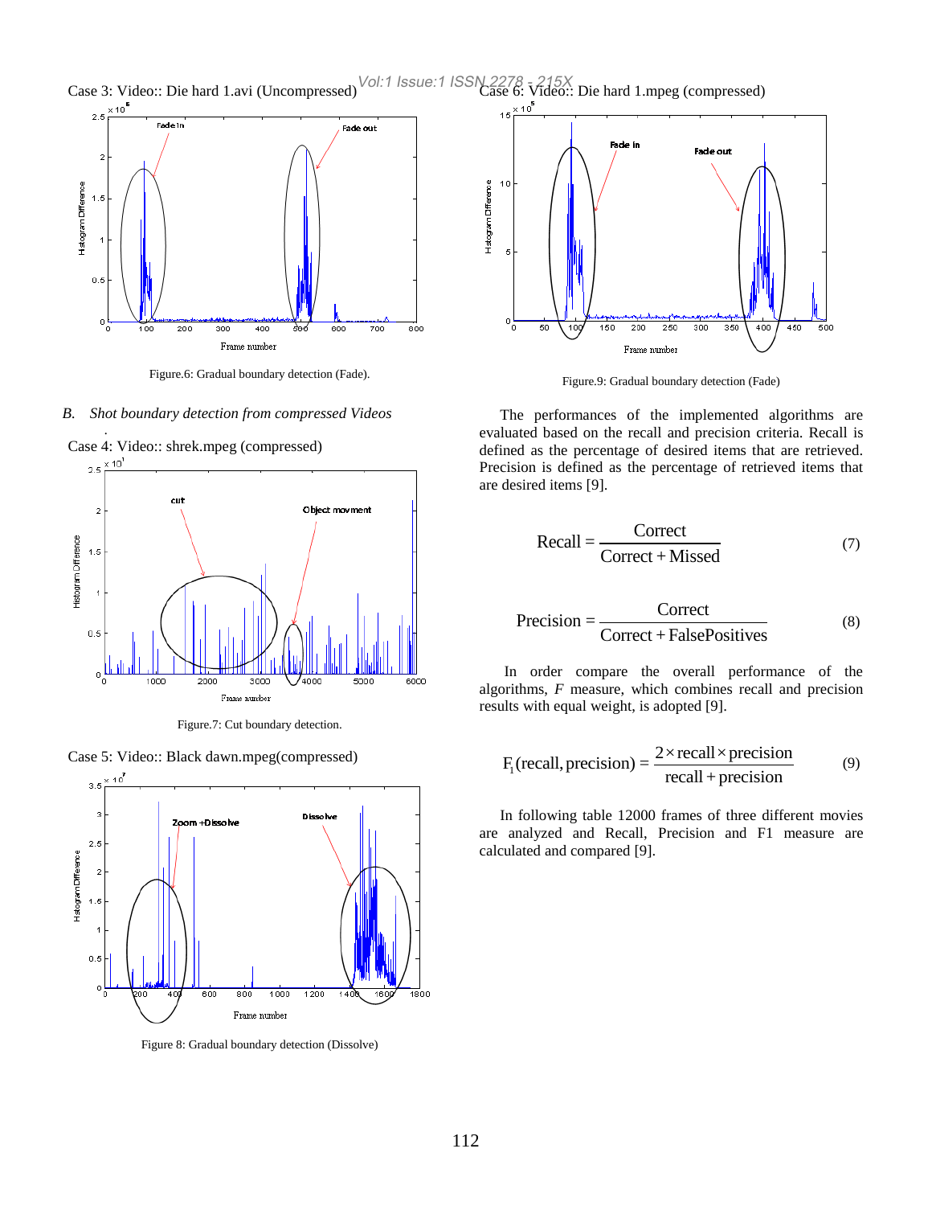Case 3: Video:: Die hard 1.avi (Uncompressed)

Figure.6: Gradual boundary detection (Fade).

*B. Shot boundary detection from compressed Videos*

Case 4: Video:: shrek.mpeg (compressed)

Figure.7: Cut boundary detection.

Case 5: Video:: Black dawn.mpeg(compressed)

Figure 8: Gradual boundary detection (Dissolve)

Case 6: Video:: Die hard 1.mpeg (compressed)

Figure.9: Gradual boundary detection (Fade)

The performances of the implemented algorithms are evaluated based on the recall and precision criteria. Recall is defined as the percentage of desired items that are retrieved. Precision is defined as the percentage of retrieved items that are desired items [9].

$$\text{Recall} = \frac{\text{Correct}}{\text{Correct} + \text{Missed}} \tag{7}$$

$$\text{Precision} = \frac{\text{Correct}}{\text{Correct} + \text{FalsePositives}} \tag{8}$$

In order compare the overall performance of the algorithms, *F* measure, which combines recall and precision results with equal weight, is adopted [9].

$$F_1(\text{recall}, \text{precision}) = \frac{2 \times \text{recall} \times \text{precision}}{\text{recall} + \text{precision}} \tag{9}$$

In following table 12000 frames of three different movies are analyzed and Recall, Precision and F1 measure are calculated and compared [9].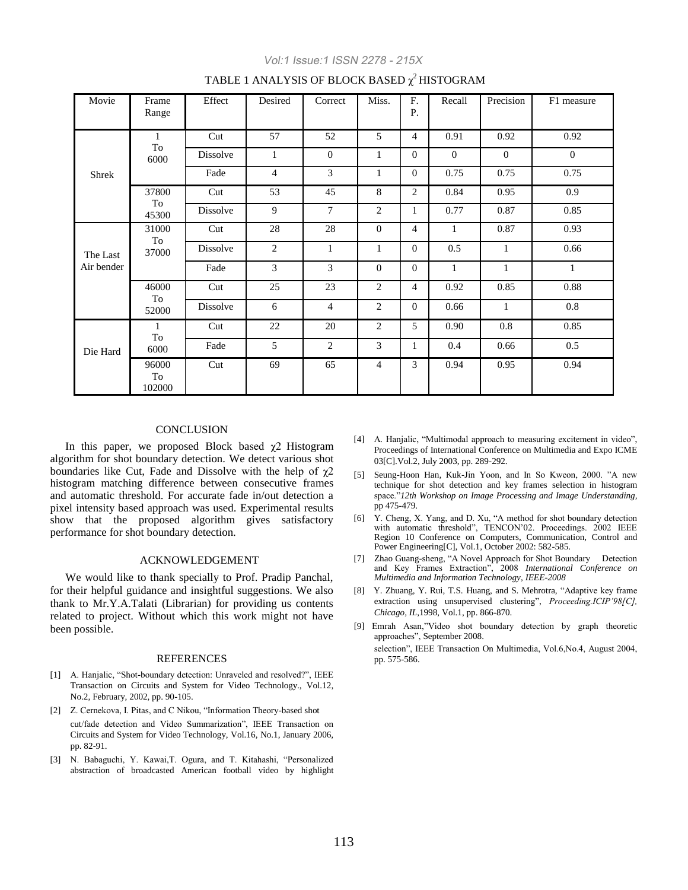TABLE 1 ANALYSIS OF BLOCK BASED $\chi^2$ HISTOGRAM

| Movie | Frame Range | Effect | Desired | Correct | Miss. | F. P. | Recall | Precision | F1 measure |
|---|---|---|---|---|---|---|---|---|---|
| Shrek | 1 To 6000 | Cut | 57 | 52 | 5 | 4 | 0.91 | 0.92 | 0.92 |
| | | Dissolve | 1 | 0 | 1 | 0 | 0 | 0 | 0 |
| | | Fade | 4 | 3 | 1 | 0 | 0.75 | 0.75 | 0.75 |
| | 37800 To 45300 | Cut | 53 | 45 | 8 | 2 | 0.84 | 0.95 | 0.9 |
| | | Dissolve | 9 | 7 | 2 | 1 | 0.77 | 0.87 | 0.85 |
| The Last Air bender | 31000 To 37000 | Cut | 28 | 28 | 0 | 4 | 1 | 0.87 | 0.93 |
| | | Dissolve | 2 | 1 | 1 | 0 | 0.5 | 1 | 0.66 |
| | | Fade | 3 | 3 | 0 | 0 | 1 | 1 | 1 |
| | 46000 To 52000 | Cut | 25 | 23 | 2 | 4 | 0.92 | 0.85 | 0.88 |
| | | Dissolve | 6 | 4 | 2 | 0 | 0.66 | 1 | 0.8 |
| Die Hard | 1 To 6000 | Cut | 22 | 20 | 2 | 5 | 0.90 | 0.8 | 0.85 |
| | | Fade | 5 | 2 | 3 | 1 | 0.4 | 0.66 | 0.5 |
| | 96000 To 102000 | Cut | 69 | 65 | 4 | 3 | 0.94 | 0.95 | 0.94 |

## CONCLUSION

In this paper, we proposed Block based $\chi2$ Histogram algorithm for shot boundary detection. We detect various shot boundaries like Cut, Fade and Dissolve with the help of $\chi2$ histogram matching difference between consecutive frames and automatic threshold. For accurate fade in/out detection a pixel intensity based approach was used. Experimental results show that the proposed algorithm gives satisfactory performance for shot boundary detection.

## ACKNOWLEDGEMENT

We would like to thank specially to Prof. Pradip Panchal, for their helpful guidance and insightful suggestions. We also thank to Mr.Y.A.Talati (Librarian) for providing us contents related to project. Without which this work might not have been possible.

## REFERENCES

[1] A. Hanjalic, "Shot-boundary detection: Unraveled and resolved?", IEEE Transaction on Circuits and System for Video Technology., Vol.12, No.2, February, 2002, pp. 90-105.

[2] Z. Cernekova, I. Pitas, and C Nikou, "Information Theory-based shot cut/fade detection and Video Summarization", IEEE Transaction on Circuits and System for Video Technology, Vol.16, No.1, January 2006, pp. 82-91.

[3] N. Babaguchi, Y. Kawai,T. Ogura, and T. Kitahashi, "Personalized abstraction of broadcasted American football video by highlight selection", IEEE Transaction On Multimedia, Vol.6,No.4, August 2004, pp. 575-586.

[4] A. Hanjalic, "Multimodal approach to measuring excitement in video", Proceedings of International Conference on Multimedia and Expo ICME 03[C].Vol.2, July 2003, pp. 289-292.

[5] Seung-Hoon Han, Kuk-Jin Yoon, and In So Kweon, 2000. "A new technique for shot detection and key frames selection in histogram space."*12th Workshop on Image Processing and Image Understanding*, pp 475-479.

[6] Y. Cheng, X. Yang, and D. Xu, "A method for shot boundary detection with automatic threshold", TENCON'02. Proceedings. 2002 IEEE Region 10 Conference on Computers, Communication, Control and Power Engineering[C], Vol.1, October 2002: 582-585.

[7] Zhao Guang-sheng, "A Novel Approach for Shot Boundary Detection and Key Frames Extraction", 2008 *International Conference on Multimedia and Information Technology, IEEE-2008*

[8] Y. Zhuang, Y. Rui, T.S. Huang, and S. Mehrotra, "Adaptive key frame extraction using unsupervised clustering", *Proceeding.ICIP'98[C], Chicago, IL*,1998, Vol.1, pp. 866-870.

[9] Emrah Asan,"Video shot boundary detection by graph theoretic approaches", September 2008.